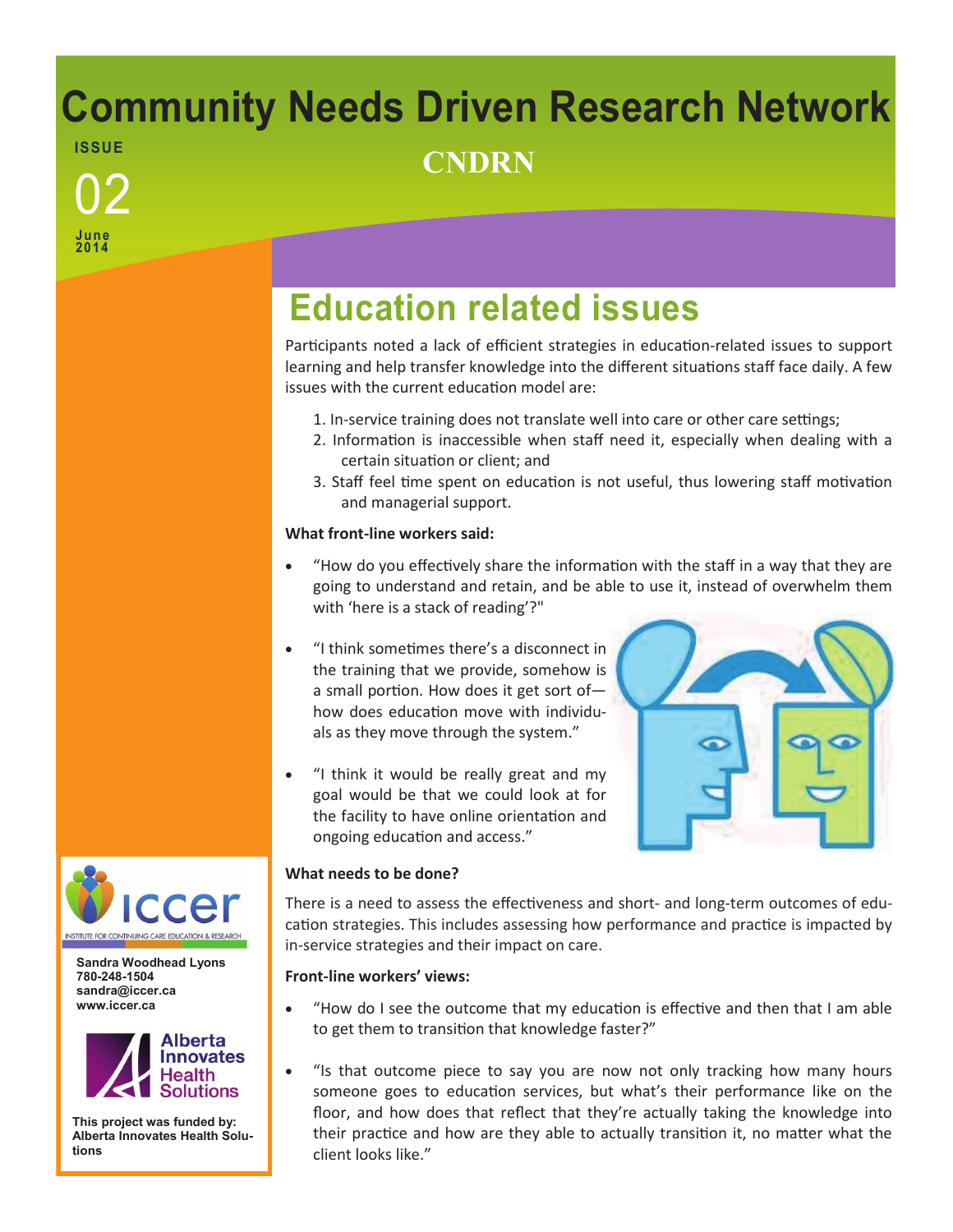# Community Needs Driven Research Network

**CNDRN**

ISSUE 02

June 2014

## Education related issues

Participants noted a lack of efficient strategies in education-related issues to support learning and help transfer knowledge into the different situations staff face daily. A few issues with the current education model are:

1. In-service training does not translate well into care or other care settings;
2. Information is inaccessible when staff need it, especially when dealing with a certain situation or client; and
3. Staff feel time spent on education is not useful, thus lowering staff motivation and managerial support.

**What front-line workers said:**

- "How do you effectively share the information with the staff in a way that they are going to understand and retain, and be able to use it, instead of overwhelm them with 'here is a stack of reading'?"
- "I think sometimes there's a disconnect in the training that we provide, somehow is a small portion. How does it get sort of—how does education move with individuals as they move through the system."
- "I think it would be really great and my goal would be that we could look at for the facility to have online orientation and ongoing education and access."

**What needs to be done?**

There is a need to assess the effectiveness and short- and long-term outcomes of education strategies. This includes assessing how performance and practice is impacted by in-service strategies and their impact on care.

**Front-line workers' views:**

- "How do I see the outcome that my education is effective and then that I am able to get them to transition that knowledge faster?"
- "Is that outcome piece to say you are now not only tracking how many hours someone goes to education services, but what's their performance like on the floor, and how does that reflect that they're actually taking the knowledge into their practice and how are they able to actually transition it, no matter what the client looks like."

iccer
INSTITUTE FOR CONTINUING CARE EDUCATION & RESEARCH

**Sandra Woodhead Lyons**
**780-248-1504**
**sandra@iccer.ca**
**www.iccer.ca**

Alberta Innovates Health Solutions

**This project was funded by: Alberta Innovates Health Solutions**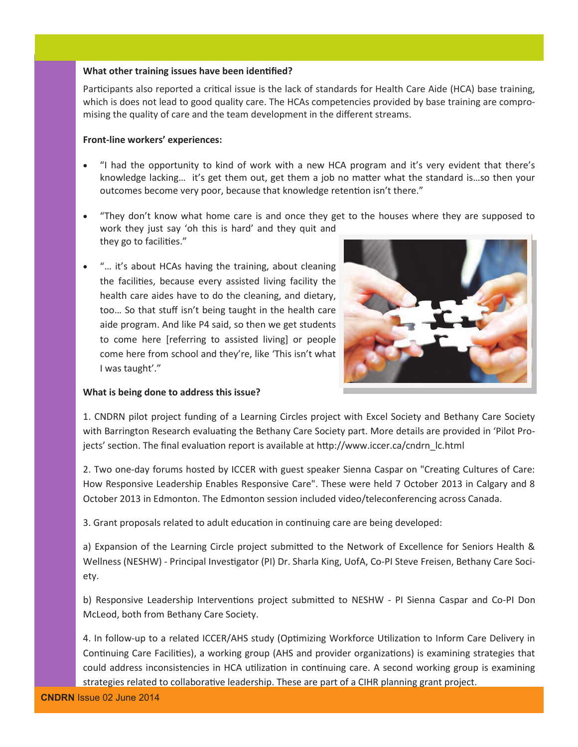**What other training issues have been identified?**

Participants also reported a critical issue is the lack of standards for Health Care Aide (HCA) base training, which is does not lead to good quality care. The HCAs competencies provided by base training are compromising the quality of care and the team development in the different streams.

**Front-line workers' experiences:**

- "I had the opportunity to kind of work with a new HCA program and it's very evident that there's knowledge lacking… it's get them out, get them a job no matter what the standard is…so then your outcomes become very poor, because that knowledge retention isn't there."
- "They don't know what home care is and once they get to the houses where they are supposed to work they just say 'oh this is hard' and they quit and they go to facilities."
- "… it's about HCAs having the training, about cleaning the facilities, because every assisted living facility the health care aides have to do the cleaning, and dietary, too… So that stuff isn't being taught in the health care aide program. And like P4 said, so then we get students to come here [referring to assisted living] or people come here from school and they're, like 'This isn't what I was taught'."

**What is being done to address this issue?**

1. CNDRN pilot project funding of a Learning Circles project with Excel Society and Bethany Care Society with Barrington Research evaluating the Bethany Care Society part. More details are provided in 'Pilot Projects' section. The final evaluation report is available at http://www.iccer.ca/cndrn_lc.html

2. Two one-day forums hosted by ICCER with guest speaker Sienna Caspar on "Creating Cultures of Care: How Responsive Leadership Enables Responsive Care". These were held 7 October 2013 in Calgary and 8 October 2013 in Edmonton. The Edmonton session included video/teleconferencing across Canada.

3. Grant proposals related to adult education in continuing care are being developed:

a) Expansion of the Learning Circle project submitted to the Network of Excellence for Seniors Health & Wellness (NESHW) - Principal Investigator (PI) Dr. Sharla King, UofA, Co-PI Steve Freisen, Bethany Care Society.

b) Responsive Leadership Interventions project submitted to NESHW - PI Sienna Caspar and Co-PI Don McLeod, both from Bethany Care Society.

4. In follow-up to a related ICCER/AHS study (Optimizing Workforce Utilization to Inform Care Delivery in Continuing Care Facilities), a working group (AHS and provider organizations) is examining strategies that could address inconsistencies in HCA utilization in continuing care. A second working group is examining strategies related to collaborative leadership. These are part of a CIHR planning grant project.